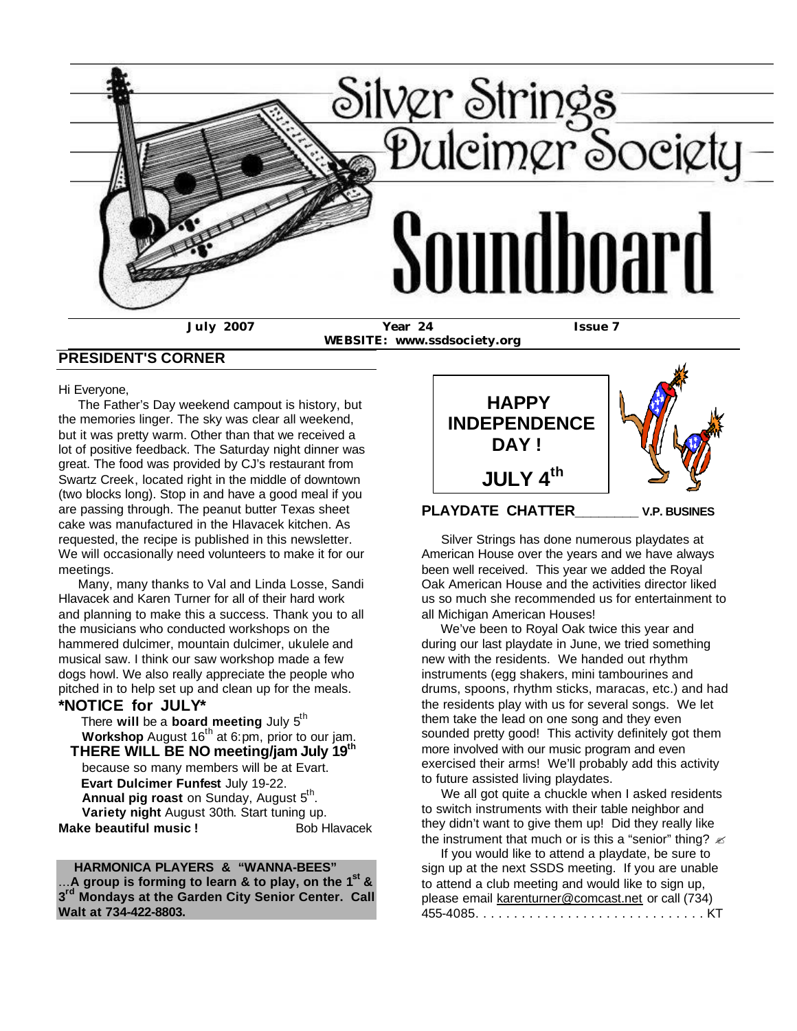# Silver Strings Dulcimer Society

# Soundboard

**July 2007** **Year 24** **Issue 7**

**WEBSITE: www.ssdsociety.org**

## PRESIDENT'S CORNER

Hi Everyone,

The Father's Day weekend campout is history, but the memories linger. The sky was clear all weekend, but it was pretty warm. Other than that we received a lot of positive feedback. The Saturday night dinner was great. The food was provided by CJ's restaurant from Swartz Creek, located right in the middle of downtown (two blocks long). Stop in and have a good meal if you are passing through. The peanut butter Texas sheet cake was manufactured in the Hlavacek kitchen. As requested, the recipe is published in this newsletter. We will occasionally need volunteers to make it for our meetings.

Many, many thanks to Val and Linda Losse, Sandi Hlavacek and Karen Turner for all of their hard work and planning to make this a success. Thank you to all the musicians who conducted workshops on the hammered dulcimer, mountain dulcimer, ukulele and musical saw. I think our saw workshop made a few dogs howl. We also really appreciate the people who pitched in to help set up and clean up for the meals.

**\*NOTICE for JULY\***

There **will** be a **board meeting** July 5th

**Workshop** August 16th at 6:pm, prior to our jam.

**THERE WILL BE NO meeting/jam July 19th** because so many members will be at Evart.

**Evart Dulcimer Funfest** July 19-22.

**Annual pig roast** on Sunday, August 5th.

**Variety night** August 30th. Start tuning up.

**Make beautiful music !** Bob Hlavacek

**HARMONICA PLAYERS & "WANNA-BEES"**
…**A group is forming to learn & to play, on the 1st & 3rd Mondays at the Garden City Senior Center. Call Walt at 734-422-8803.**

**HAPPY INDEPENDENCE DAY !**

**JULY 4th**

## PLAYDATE CHATTER________ V.P. BUSINES

Silver Strings has done numerous playdates at American House over the years and we have always been well received. This year we added the Royal Oak American House and the activities director liked us so much she recommended us for entertainment to all Michigan American Houses!

We've been to Royal Oak twice this year and during our last playdate in June, we tried something new with the residents. We handed out rhythm instruments (egg shakers, mini tambourines and drums, spoons, rhythm sticks, maracas, etc.) and had the residents play with us for several songs. We let them take the lead on one song and they even sounded pretty good! This activity definitely got them more involved with our music program and even exercised their arms! We'll probably add this activity to future assisted living playdates.

We all got quite a chuckle when I asked residents to switch instruments with their table neighbor and they didn't want to give them up! Did they really like the instrument that much or is this a "senior" thing? ✍

If you would like to attend a playdate, be sure to sign up at the next SSDS meeting. If you are unable to attend a club meeting and would like to sign up, please email karenturner@comcast.net or call (734) 455-4085. . . . . . . . . . . . . . . . . . . . . . . . . . . . . . KT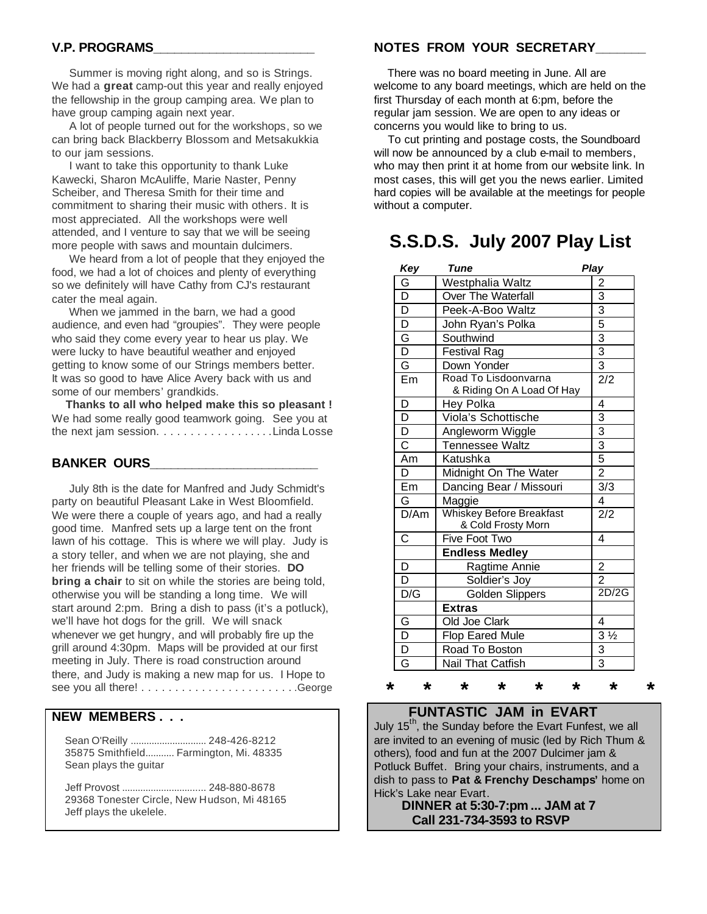## V.P. PROGRAMS

Summer is moving right along, and so is Strings. We had a **great** camp-out this year and really enjoyed the fellowship in the group camping area. We plan to have group camping again next year.

A lot of people turned out for the workshops, so we can bring back Blackberry Blossom and Metsakukkia to our jam sessions.

I want to take this opportunity to thank Luke Kawecki, Sharon McAuliffe, Marie Naster, Penny Scheiber, and Theresa Smith for their time and commitment to sharing their music with others. It is most appreciated. All the workshops were well attended, and I venture to say that we will be seeing more people with saws and mountain dulcimers.

We heard from a lot of people that they enjoyed the food, we had a lot of choices and plenty of everything so we definitely will have Cathy from CJ's restaurant cater the meal again.

When we jammed in the barn, we had a good audience, and even had "groupies". They were people who said they come every year to hear us play. We were lucky to have beautiful weather and enjoyed getting to know some of our Strings members better. It was so good to have Alice Avery back with us and some of our members' grandkids.

**Thanks to all who helped make this so pleasant !** We had some really good teamwork going. See you at the next jam session. . . . . . . . . . . . . . . . . .Linda Losse

## BANKER OURS

July 8th is the date for Manfred and Judy Schmidt's party on beautiful Pleasant Lake in West Bloomfield. We were there a couple of years ago, and had a really good time. Manfred sets up a large tent on the front lawn of his cottage. This is where we will play. Judy is a story teller, and when we are not playing, she and her friends will be telling some of their stories. **DO bring a chair** to sit on while the stories are being told, otherwise you will be standing a long time. We will start around 2:pm. Bring a dish to pass (it's a potluck), we'll have hot dogs for the grill. We will snack whenever we get hungry, and will probably fire up the grill around 4:30pm. Maps will be provided at our first meeting in July. There is road construction around there, and Judy is making a new map for us. I Hope to see you all there! . . . . . . . . . . . . . . . . . . . . . . . .George

## NEW MEMBERS . . .

Sean O'Reilly ............................ 248-426-8212
35875 Smithfield........... Farmington, Mi. 48335
Sean plays the guitar

Jeff Provost ................................ 248-880-8678
29368 Tonester Circle, New Hudson, Mi 48165
Jeff plays the ukelele.

## NOTES FROM YOUR SECRETARY

There was no board meeting in June. All are welcome to any board meetings, which are held on the first Thursday of each month at 6:pm, before the regular jam session. We are open to any ideas or concerns you would like to bring to us.

To cut printing and postage costs, the Soundboard will now be announced by a club e-mail to members, who may then print it at home from our website link. In most cases, this will get you the news earlier. Limited hard copies will be available at the meetings for people without a computer.

# S.S.D.S. July 2007 Play List

| *Key* | *Tune* | *Play* |
|---|---|---|
| G | Westphalia Waltz | 2 |
| D | Over The Waterfall | 3 |
| D | Peek-A-Boo Waltz | 3 |
| D | John Ryan's Polka | 5 |
| G | Southwind | 3 |
| D | Festival Rag | 3 |
| G | Down Yonder | 3 |
| Em | Road To Lisdoonvarna & Riding On A Load Of Hay | 2/2 |
| D | Hey Polka | 4 |
| D | Viola's Schottische | 3 |
| D | Angleworm Wiggle | 3 |
| C | Tennessee Waltz | 3 |
| Am | Katushka | 5 |
| D | Midnight On The Water | 2 |
| Em | Dancing Bear / Missouri | 3/3 |
| G | Maggie | 4 |
| D/Am | Whiskey Before Breakfast & Cold Frosty Morn | 2/2 |
| C | Five Foot Two | 4 |
| | **Endless Medley** | |
| D | Ragtime Annie | 2 |
| D | Soldier's Joy | 2 |
| D/G | Golden Slippers | 2D/2G |
| | **Extras** | |
| G | Old Joe Clark | 4 |
| D | Flop Eared Mule | 3 ½ |
| D | Road To Boston | 3 |
| G | Nail That Catfish | 3 |

\* \* \* \* \* \* \* \*

## FUNTASTIC JAM in EVART

July 15th, the Sunday before the Evart Funfest, we all are invited to an evening of music (led by Rich Thum & others), food and fun at the 2007 Dulcimer jam & Potluck Buffet. Bring your chairs, instruments, and a dish to pass to **Pat & Frenchy Deschamps'** home on Hick's Lake near Evart.

**DINNER at 5:30-7:pm ... JAM at 7**
**Call 231-734-3593 to RSVP**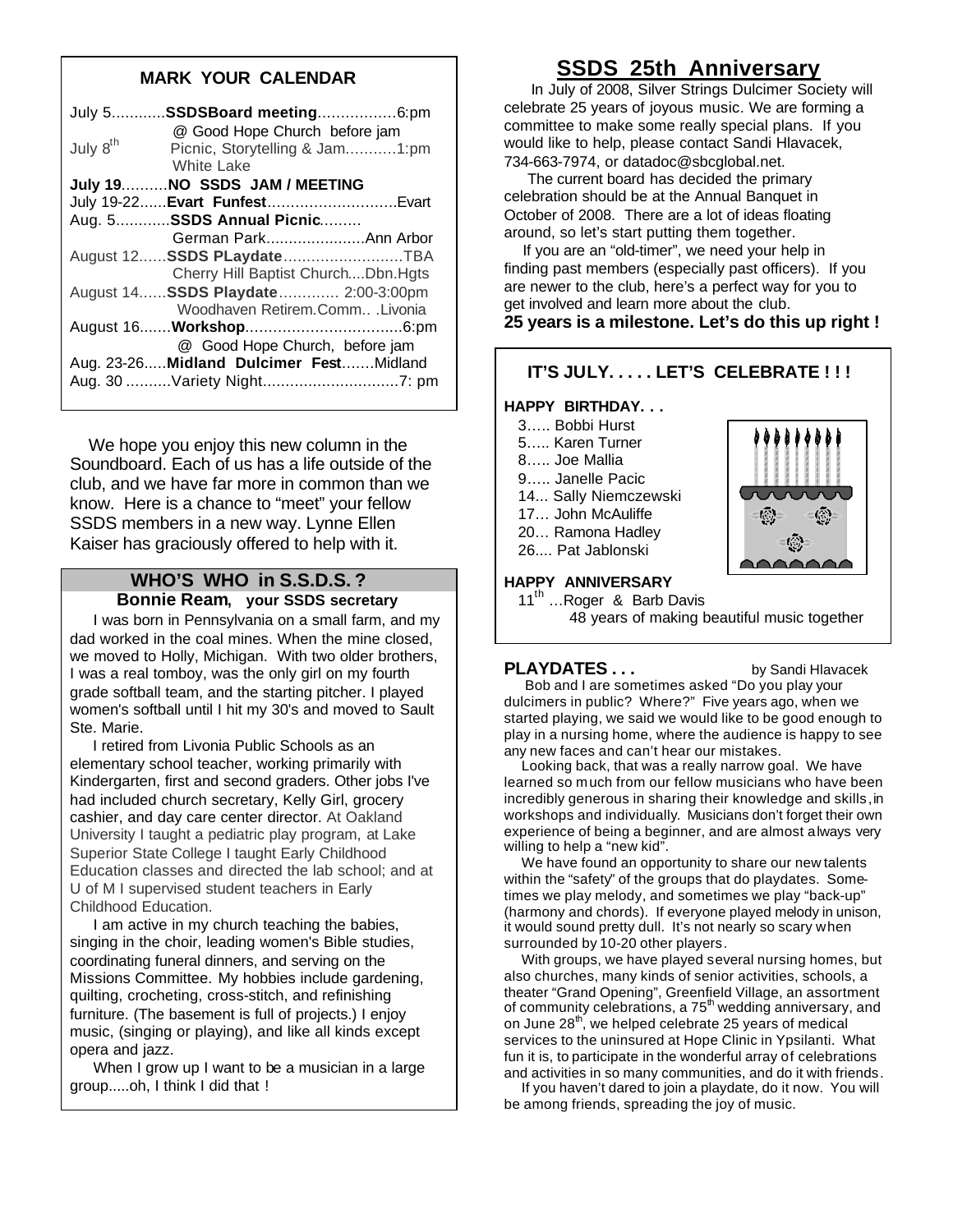## MARK YOUR CALENDAR

July 5............**SSDSBoard meeting**.................6:pm
@ Good Hope Church before jam

July 8th Picnic, Storytelling & Jam...........1:pm
White Lake

**July 19..........NO SSDS JAM / MEETING**

July 19-22......**Evart Funfest**............................Evart

Aug. 5............**SSDS Annual Picnic**.........
German Park......................Ann Arbor

August 12......**SSDS PLaydate**..........................TBA
Cherry Hill Baptist Church....Dbn.Hgts

August 14......**SSDS Playdate**............. 2:00-3:00pm
Woodhaven Retirem.Comm.. .Livonia

August 16.......**Workshop**..................................6:pm
@ Good Hope Church, before jam

Aug. 23-26.....**Midland Dulcimer Fest**.......Midland

Aug. 30 ..........Variety Night..............................7: pm

We hope you enjoy this new column in the Soundboard. Each of us has a life outside of the club, and we have far more in common than we know. Here is a chance to "meet" your fellow SSDS members in a new way. Lynne Ellen Kaiser has graciously offered to help with it.

## WHO'S WHO in S.S.D.S. ?

**Bonnie Ream, your SSDS secretary**

I was born in Pennsylvania on a small farm, and my dad worked in the coal mines. When the mine closed, we moved to Holly, Michigan. With two older brothers, I was a real tomboy, was the only girl on my fourth grade softball team, and the starting pitcher. I played women's softball until I hit my 30's and moved to Sault Ste. Marie.

I retired from Livonia Public Schools as an elementary school teacher, working primarily with Kindergarten, first and second graders. Other jobs I've had included church secretary, Kelly Girl, grocery cashier, and day care center director. At Oakland University I taught a pediatric play program, at Lake Superior State College I taught Early Childhood Education classes and directed the lab school; and at U of M I supervised student teachers in Early Childhood Education.

I am active in my church teaching the babies, singing in the choir, leading women's Bible studies, coordinating funeral dinners, and serving on the Missions Committee. My hobbies include gardening, quilting, crocheting, cross-stitch, and refinishing furniture. (The basement is full of projects.) I enjoy music, (singing or playing), and like all kinds except opera and jazz.

When I grow up I want to be a musician in a large group.....oh, I think I did that !

## SSDS 25th Anniversary

In July of 2008, Silver Strings Dulcimer Society will celebrate 25 years of joyous music. We are forming a committee to make some really special plans. If you would like to help, please contact Sandi Hlavacek, 734-663-7974, or datadoc@sbcglobal.net.

The current board has decided the primary celebration should be at the Annual Banquet in October of 2008. There are a lot of ideas floating around, so let's start putting them together.

If you are an "old-timer", we need your help in finding past members (especially past officers). If you are newer to the club, here's a perfect way for you to get involved and learn more about the club.

**25 years is a milestone. Let's do this up right !**

## IT'S JULY. . . . . LET'S CELEBRATE ! ! !

**HAPPY BIRTHDAY. . .**

3..... Bobbi Hurst
5..... Karen Turner
8..... Joe Mallia
9..... Janelle Pacic
14... Sally Niemczewski
17... John McAuliffe
20... Ramona Hadley
26.... Pat Jablonski

**HAPPY ANNIVERSARY**

11th ...Roger & Barb Davis
48 years of making beautiful music together

## PLAYDATES . . .

by Sandi Hlavacek

Bob and I are sometimes asked "Do you play your dulcimers in public? Where?" Five years ago, when we started playing, we said we would like to be good enough to play in a nursing home, where the audience is happy to see any new faces and can't hear our mistakes.

Looking back, that was a really narrow goal. We have learned so much from our fellow musicians who have been incredibly generous in sharing their knowledge and skills, in workshops and individually. Musicians don't forget their own experience of being a beginner, and are almost always very willing to help a "new kid".

We have found an opportunity to share our new talents within the "safety" of the groups that do playdates. Sometimes we play melody, and sometimes we play "back-up" (harmony and chords). If everyone played melody in unison, it would sound pretty dull. It's not nearly so scary when surrounded by 10-20 other players.

With groups, we have played several nursing homes, but also churches, many kinds of senior activities, schools, a theater "Grand Opening", Greenfield Village, an assortment of community celebrations, a 75th wedding anniversary, and on June 28th, we helped celebrate 25 years of medical services to the uninsured at Hope Clinic in Ypsilanti. What fun it is, to participate in the wonderful array of celebrations and activities in so many communities, and do it with friends.

If you haven't dared to join a playdate, do it now. You will be among friends, spreading the joy of music.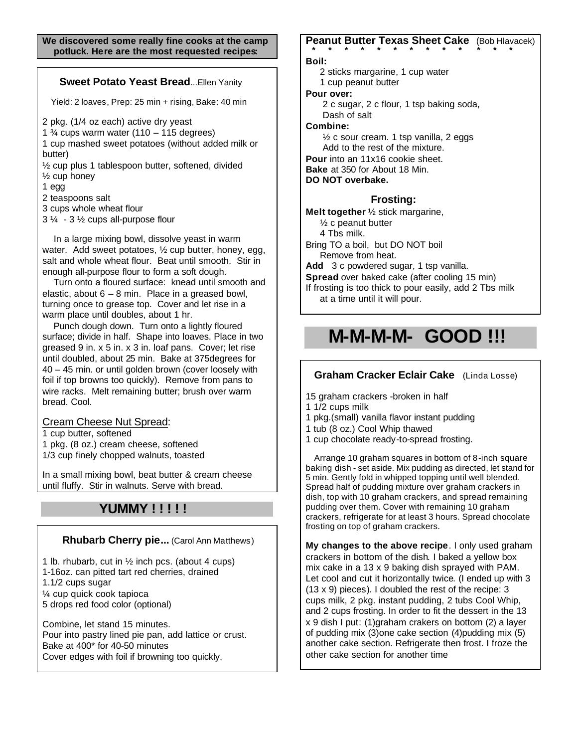**We discovered some really fine cooks at the camp potluck. Here are the most requested recipes:**

### Sweet Potato Yeast Bread...Ellen Yanity

Yield: 2 loaves, Prep: 25 min + rising, Bake: 40 min

2 pkg. (1/4 oz each) active dry yeast
1 ¾ cups warm water (110 – 115 degrees)
1 cup mashed sweet potatoes (without added milk or butter)
½ cup plus 1 tablespoon butter, softened, divided
½ cup honey
1 egg
2 teaspoons salt
3 cups whole wheat flour
3 ¼ - 3 ½ cups all-purpose flour

In a large mixing bowl, dissolve yeast in warm water. Add sweet potatoes, ½ cup butter, honey, egg, salt and whole wheat flour. Beat until smooth. Stir in enough all-purpose flour to form a soft dough.

Turn onto a floured surface: knead until smooth and elastic, about 6 – 8 min. Place in a greased bowl, turning once to grease top. Cover and let rise in a warm place until doubles, about 1 hr.

Punch dough down. Turn onto a lightly floured surface; divide in half. Shape into loaves. Place in two greased 9 in. x 5 in. x 3 in. loaf pans. Cover; let rise until doubled, about 25 min. Bake at 375degrees for 40 – 45 min. or until golden brown (cover loosely with foil if top browns too quickly). Remove from pans to wire racks. Melt remaining butter; brush over warm bread. Cool.

Cream Cheese Nut Spread:
1 cup butter, softened
1 pkg. (8 oz.) cream cheese, softened
1/3 cup finely chopped walnuts, toasted

In a small mixing bowl, beat butter & cream cheese until fluffy. Stir in walnuts. Serve with bread.

## YUMMY ! ! ! ! !

### Rhubarb Cherry pie... (Carol Ann Matthews)

1 lb. rhubarb, cut in ½ inch pcs. (about 4 cups)
1-16oz. can pitted tart red cherries, drained
1.1/2 cups sugar
¼ cup quick cook tapioca
5 drops red food color (optional)

Combine, let stand 15 minutes.
Pour into pastry lined pie pan, add lattice or crust.
Bake at 400* for 40-50 minutes
Cover edges with foil if browning too quickly.

### Peanut Butter Texas Sheet Cake (Bob Hlavacek)

* * * * * * * * * * * * *

**Boil:**
2 sticks margarine, 1 cup water
1 cup peanut butter
**Pour over:**
2 c sugar, 2 c flour, 1 tsp baking soda,
Dash of salt
**Combine:**
½ c sour cream. 1 tsp vanilla, 2 eggs
Add to the rest of the mixture.
**Pour** into an 11x16 cookie sheet.
**Bake** at 350 for About 18 Min.
**DO NOT overbake.**

#### Frosting:

**Melt together** ½ stick margarine,
½ c peanut butter
4 Tbs milk.
Bring TO a boil, but DO NOT boil
Remove from heat.
**Add** 3 c powdered sugar, 1 tsp vanilla.
**Spread** over baked cake (after cooling 15 min)
If frosting is too thick to pour easily, add 2 Tbs milk at a time until it will pour.

## M-M-M-M- GOOD !!!

### Graham Cracker Eclair Cake (Linda Losse)

15 graham crackers -broken in half
1 1/2 cups milk
1 pkg.(small) vanilla flavor instant pudding
1 tub (8 oz.) Cool Whip thawed
1 cup chocolate ready-to-spread frosting.

Arrange 10 graham squares in bottom of 8-inch square baking dish - set aside. Mix pudding as directed, let stand for 5 min. Gently fold in whipped topping until well blended. Spread half of pudding mixture over graham crackers in dish, top with 10 graham crackers, and spread remaining pudding over them. Cover with remaining 10 graham crackers, refrigerate for at least 3 hours. Spread chocolate frosting on top of graham crackers.

**My changes to the above recipe**. I only used graham crackers in bottom of the dish. I baked a yellow box mix cake in a 13 x 9 baking dish sprayed with PAM. Let cool and cut it horizontally twice. (I ended up with 3 (13 x 9) pieces). I doubled the rest of the recipe: 3 cups milk, 2 pkg. instant pudding, 2 tubs Cool Whip, and 2 cups frosting. In order to fit the dessert in the 13 x 9 dish I put: (1)graham crakers on bottom (2) a layer of pudding mix (3)one cake section (4)pudding mix (5) another cake section. Refrigerate then frost. I froze the other cake section for another time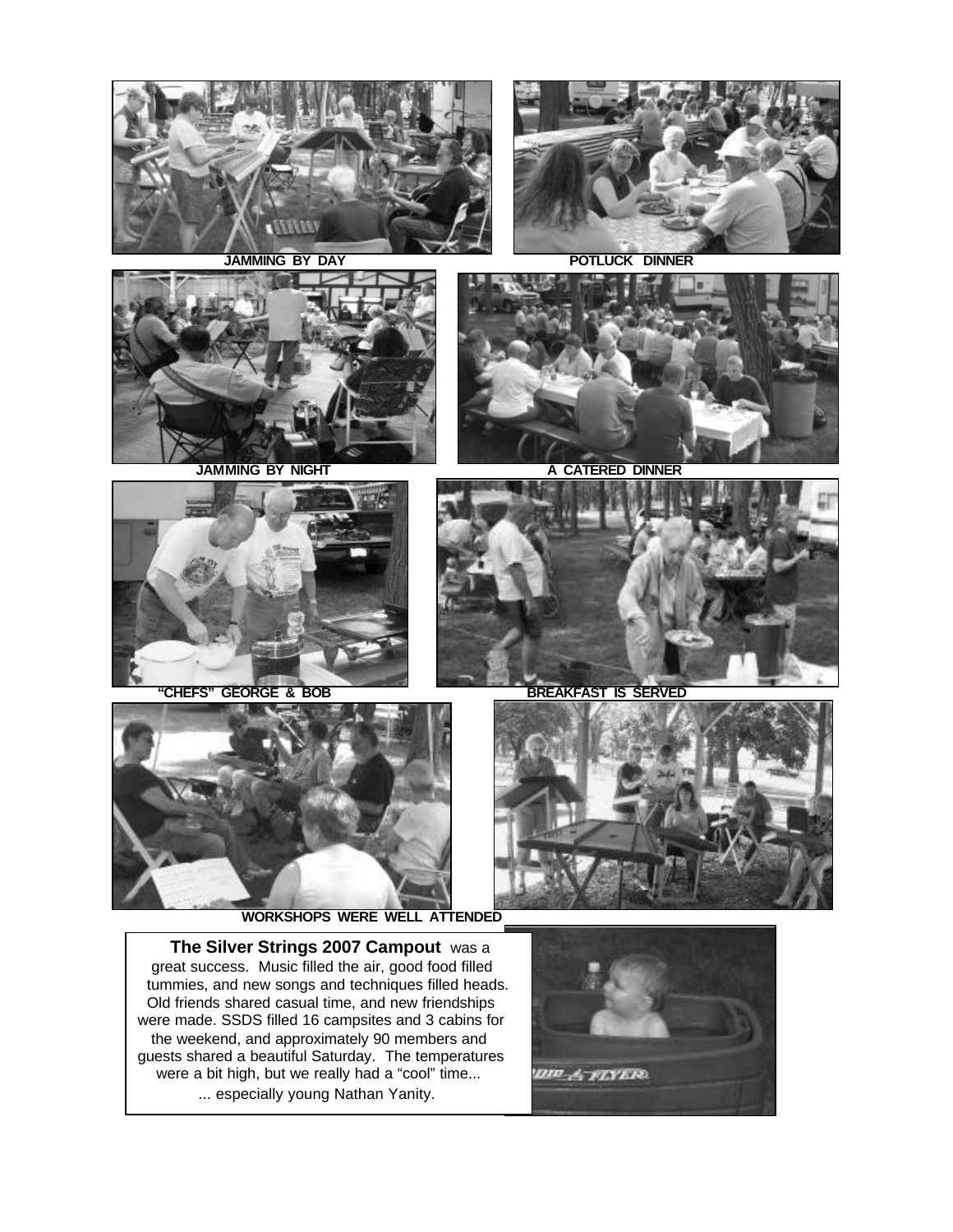JAMMING BY DAY

POTLUCK DINNER

JAMMING BY NIGHT

A CATERED DINNER

"CHEFS" GEORGE & BOB

BREAKFAST IS SERVED

WORKSHOPS WERE WELL ATTENDED

**The Silver Strings 2007 Campout** was a great success. Music filled the air, good food filled tummies, and new songs and techniques filled heads. Old friends shared casual time, and new friendships were made. SSDS filled 16 campsites and 3 cabins for the weekend, and approximately 90 members and guests shared a beautiful Saturday. The temperatures were a bit high, but we really had a "cool" time...

... especially young Nathan Yanity.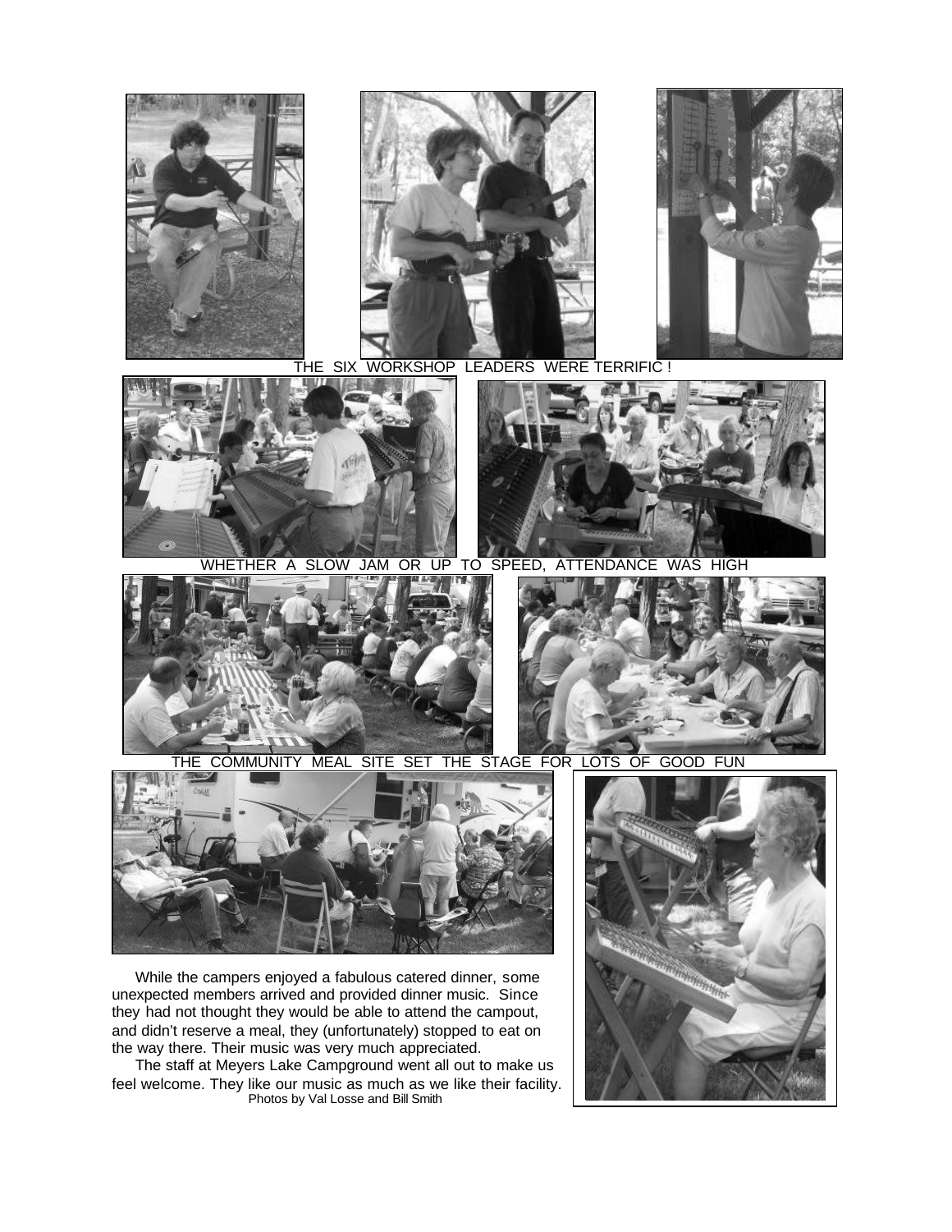THE SIX WORKSHOP LEADERS WERE TERRIFIC !

WHETHER A SLOW JAM OR UP TO SPEED, ATTENDANCE WAS HIGH

THE COMMUNITY MEAL SITE SET THE STAGE FOR LOTS OF GOOD FUN

While the campers enjoyed a fabulous catered dinner, some unexpected members arrived and provided dinner music. Since they had not thought they would be able to attend the campout, and didn't reserve a meal, they (unfortunately) stopped to eat on the way there. Their music was very much appreciated.

The staff at Meyers Lake Campground went all out to make us feel welcome. They like our music as much as we like their facility.

Photos by Val Losse and Bill Smith